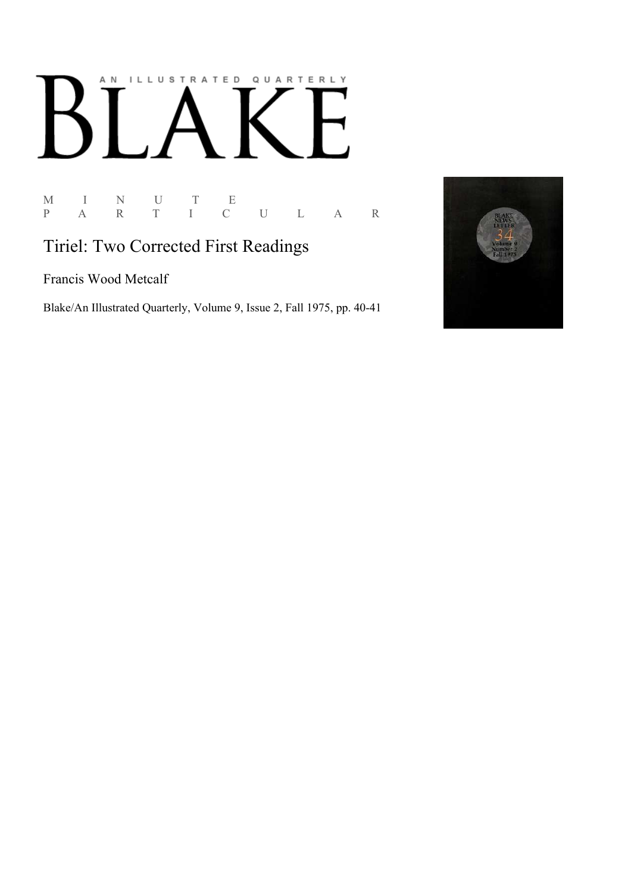AN ILLUSTRATED QUARTERLY

# BLAKE

M I N U T E
P A R T I C U L A R

## Tiriel: Two Corrected First Readings

Francis Wood Metcalf

Blake/An Illustrated Quarterly, Volume 9, Issue 2, Fall 1975, pp. 40-41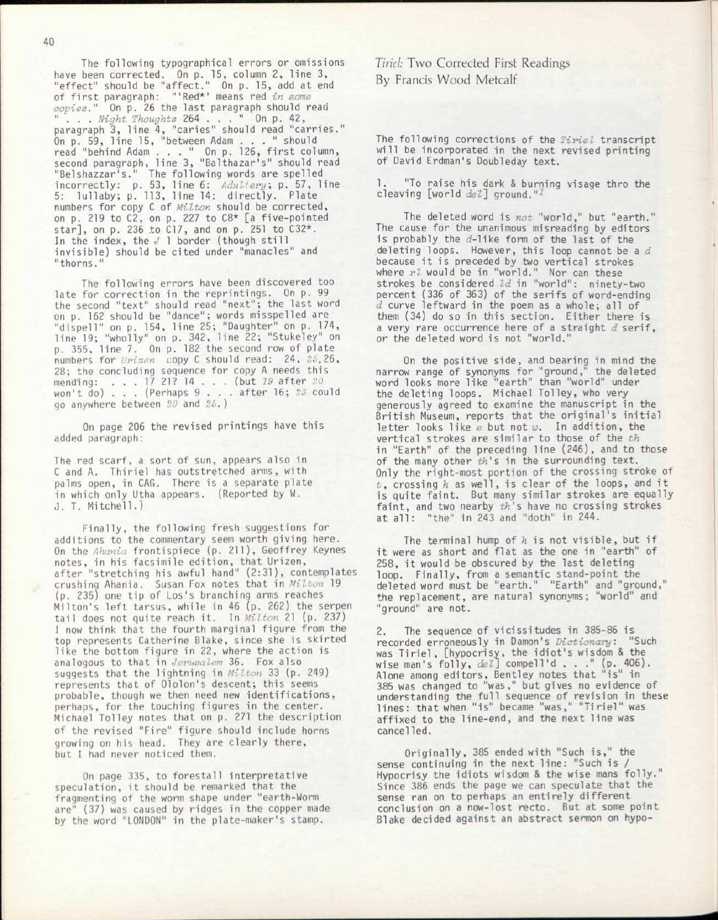The following typographical errors or omissions have been corrected. On p. 15, column 2, line 3, "effect" should be "affect." On p. 15, add at end of first paragraph: "'Red*' means red *in some copies*." On p. 26 the last paragraph should read ". . . *Night Thoughts* 264 . . ." On p. 42, paragraph 3, line 4, "caries" should read "carries." On p. 59, line 15, "between Adam . . ." should read "behind Adam . . ." On p. 126, first column, second paragraph, line 3, "Balthazar's" should read "Belshazzar's." The following words are spelled incorrectly: p. 53, line 6: *Adultery*; p. 57, line 5: lullaby; p. 113, line 14: directly. Plate numbers for copy C of *Milton* should be corrected, on p. 219 to C2, on p. 227 to C8* [a five-pointed star], on p. 236 to C17, and on p. 251 to C32*. In the index, the *J* 1 border (though still invisible) should be cited under "manacles" and "thorns."

The following errors have been discovered too late for correction in the reprintings. On p. 99 the second "text" should read "next"; the last word on p. 162 should be "dance"; words misspelled are "dispell" on p. 154, line 25; "Daughter" on p. 174, line 19; "wholly" on p. 342, line 22; "Stukeley" on p. 355, line 7. On p. 182 the second row of plate numbers for *Urizen* copy C should read: 24, *25*, 26, 28; the concluding sequence for copy A needs this mending: . . . 17 21? 14 . . . (but *19* after *20* won't do) . . . (Perhaps 9 . . . after 16; *23* could go anywhere between *20* and *25*.)

On page 206 the revised printings have this added paragraph:

The red scarf, a sort of sun, appears also in C and A. Thiriel has outstretched arms, with palms open, in CAG. There is a separate plate in which only Utha appears. (Reported by W. J. T. Mitchell.)

Finally, the following fresh suggestions for additions to the commentary seem worth giving here. On the *Ahania* frontispiece (p. 211), Geoffrey Keynes notes, in his facsimile edition, that Urizen, after "stretching his awful hand" (2:31), contemplates crushing Ahania. Susan Fox notes that in *Milton* 19 (p. 235) one tip of Los's branching arms reaches Milton's left tarsus, while in 46 (p. 262) the serpen tail does not quite reach it. In *Milton* 21 (p. 237) I now think that the fourth marginal figure from the top represents Catherine Blake, since she is skirted like the bottom figure in 22, where the action is analogous to that in *Jerusalem* 36. Fox also suggests that the lightning in *Milton* 33 (p. 249) represents that of Ololon's descent; this seems probable, though we then need new identifications, perhaps, for the touching figures in the center. Michael Tolley notes that on p. 271 the description of the revised "Fire" figure should include horns growing on his head. They are clearly there, but I had never noticed them.

On page 335, to forestall interpretative speculation, it should be remarked that the fragmenting of the worm shape under "earth-Worm are" (37) was caused by ridges in the copper made by the word "LONDON" in the plate-maker's stamp.

## *Tiriel*: Two Corrected First Readings

By Francis Wood Metcalf

The following corrections of the *Tiriel* transcript will be incorporated in the next revised printing of David Erdman's Doubleday text.

1. "To raise his dark & burning visage thro the cleaving [world *del*] ground."[1]

The deleted word is *not* "world," but "earth." The cause for the unanimous misreading by editors is probably the *d*-like form of the last of the deleting loops. However, this loop cannot be a *d* because it is preceded by two vertical strokes where *rl* would be in "world." Nor can these strokes be considered *ld* in "world": ninety-two percent (336 of 363) of the serifs of word-ending *d* curve leftward in the poem as a whole; all of them (34) do so in this section. Either there is a very rare occurrence here of a straight *d* serif, or the deleted word is not "world."

On the positive side, and bearing in mind the narrow range of synonyms for "ground," the deleted word looks more like "earth" than "world" under the deleting loops. Michael Tolley, who very generously agreed to examine the manuscript in the British Museum, reports that the original's initial letter looks like *e* but not *w*. In addition, the vertical strokes are similar to those of the *th* in "Earth" of the preceding line (246), and to those of the many other *th*'s in the surrounding text. Only the right-most portion of the crossing stroke of *t*, crossing *h* as well, is clear of the loops, and it is quite faint. But many similar strokes are equally faint, and two nearby *th*'s have no crossing strokes at all: "the" in 243 and "doth" in 244.

The terminal hump of *h* is not visible, but if it were as short and flat as the one in "earth" of 258, it would be obscured by the last deleting loop. Finally, from a semantic stand-point the deleted word must be "earth." "Earth" and "ground," the replacement, are natural synonyms; "world" and "ground" are not.

2. The sequence of vicissitudes in 385-86 is recorded erroneously in Damon's *Dictionary*: "Such was Tiriel, [hypocrisy, the idiot's wisdom & the wise man's folly, *del*] compell'd . . ." (p. 406). Alone among editors, Bentley notes that "is" in 385 was changed to "was," but gives no evidence of understanding the full sequence of revision in these lines: that when "is" became "was," "Tiriel" was affixed to the line-end, and the next line was cancelled.

Originally, 385 ended with "Such is," the sense continuing in the next line: "Such is / Hypocrisy the idiots wisdom & the wise mans folly." Since 386 ends the page we can speculate that the sense ran on to perhaps an entirely different conclusion on a now-lost recto. But at some point Blake decided against an abstract sermon on hypo-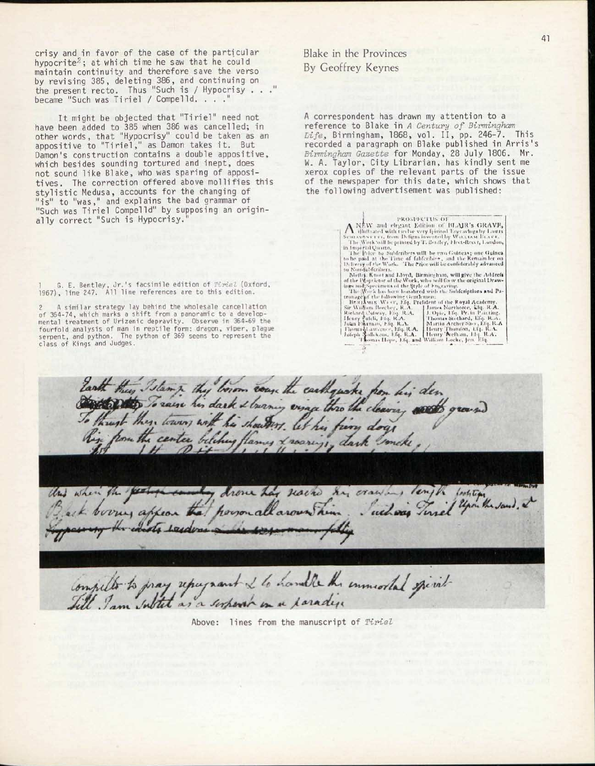crisy and in favor of the case of the particular hypocrite[2]; at which time he saw that he could maintain continuity and therefore save the verso by revising 385, deleting 386, and continuing on the present recto. Thus "Such is / Hypocrisy . . ." became "Such was Tiriel / Compelld. . . ."

It might be objected that "Tiriel" need not have been added to 385 when 386 was cancelled; in other words, that "Hypocrisy" could be taken as an appositive to "Tiriel," as Damon takes it. But Damon's construction contains a double appositive, which besides sounding tortured and inept, does not sound like Blake, who was sparing of appositives. The correction offered above mollifies this stylistic Medusa, accounts for the changing of "is" to "was," and explains the bad grammar of "Such was Tiriel Compelld" by supposing an originally correct "Such is Hypocrisy."

1 G. E. Bentley, Jr.'s facsimile edition of *Tiriel* (Oxford, 1967), line 247. All line references are to this edition.

2 A similar strategy lay behind the wholesale cancellation of 364-74, which marks a shift from a panoramic to a developmental treatment of Urizenic depravity. Observe in 364-69 the fourfold analysis of man in reptile form: dragon, viper, plague serpent, and python. The python of 369 seems to represent the class of Kings and Judges.

## Blake in the Provinces

By Geoffrey Keynes

A correspondent has drawn my attention to a reference to Blake in *A Century of Birmingham Life*, Birmingham, 1868, vol. II, pp. 246-7. This recorded a paragraph on Blake published in Arris's *Birmingham Gazette* for Monday, 28 July 1806. Mr. W. A. Taylor, City Librarian, has kindly sent me xerox copies of the relevant parts of the issue of the newspaper for this date, which shows that the following advertisement was published:

PROSPECTUS OF

A NEW and elegant Edition of BLAIR's GRAVE, illustrated with twelve very spirited Engravings by Louis Schiavonetti, from Designs invented by William Blake.

The Work will be printed by T. Bentley, Fleet-street, London, in Imperial Quarto.

The Price to Subscribers will be two Guineas; one Guinea to be paid at the Time of subscribing, and the Remainder on Delivery of the Work. The Price will be considerably advanced to Non-subscribers.

Messrs. Knott and Lloyd, Birmingham, will give the Address of the Proprietor of the Work, who will shew the original Drawings and Specimens of the Style of Engraving.

The Work has been honoured with the Subscriptions and Patronage of the following Gentlemen:

Benjamin West, Esq. President of the Royal Academy.

| | |
|---|---|
| Sir William Beechey, R.A. | James Northcote, Esq. R.A. |
| Richard Cosway, Esq. R.A. | J. Opie, Esq. Pr. in Painting. |
| Henry Fuseli, Esq. R.A. | Thomas Stothard, Esq. R.A. |
| John Flaxman, Esq. R.A. | Martin Archer Shee, Esq. R.A. |
| Thomas Lawrence, Esq. R.A. | Henry Thomson, Esq. R.A. |
| Joseph Nollekens, Esq. R.A. | Henry Tresham, Esq. R.A. |

Thomas Hope, Esq. and William Locke, Jun. Esq.

Above: lines from the manuscript of *Tiriel*